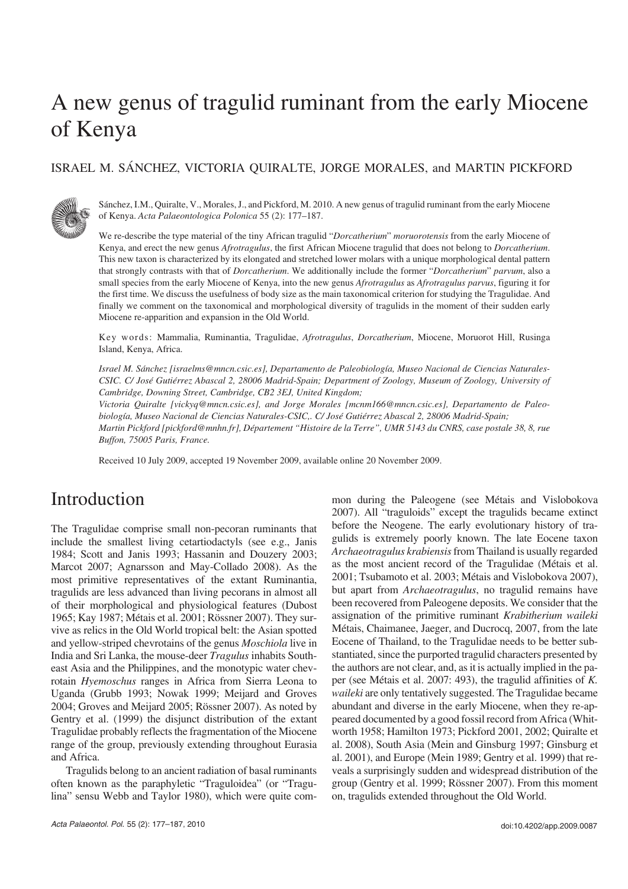# A new genus of tragulid ruminant from the early Miocene of Kenya

ISRAEL M. SÁNCHEZ, VICTORIA QUIRALTE, JORGE MORALES, and MARTIN PICKFORD

Sánchez, I.M., Quiralte, V., Morales, J., and Pickford, M. 2010. A new genus of tragulid ruminant from the early Miocene of Kenya. *Acta Palaeontologica Polonica* 55 (2): 177–187.

We re-describe the type material of the tiny African tragulid "*Dorcatherium*" *moruorotensis* from the early Miocene of Kenya, and erect the new genus *Afrotragulus*, the first African Miocene tragulid that does not belong to *Dorcatherium*. This new taxon is characterized by its elongated and stretched lower molars with a unique morphological dental pattern that strongly contrasts with that of *Dorcatherium*. We additionally include the former "*Dorcatherium*" *parvum*, also a small species from the early Miocene of Kenya, into the new genus *Afrotragulus* as *Afrotragulus parvus*, figuring it for the first time. We discuss the usefulness of body size as the main taxonomical criterion for studying the Tragulidae. And finally we comment on the taxonomical and morphological diversity of tragulids in the moment of their sudden early Miocene re-apparition and expansion in the Old World.

Key words: Mammalia, Ruminantia, Tragulidae, *Afrotragulus*, *Dorcatherium*, Miocene, Moruorot Hill, Rusinga Island, Kenya, Africa.

*Israel M. Sánchez [israelms@mncn.csic.es], Departamento de Paleobiología, Museo Nacional de Ciencias Naturales-CSIC. C/ José Gutiérrez Abascal 2, 28006 Madrid-Spain; Department of Zoology, Museum of Zoology, University of Cambridge, Downing Street, Cambridge, CB2 3EJ, United Kingdom;*
*Victoria Quiralte [vickyq@mncn.csic.es], and Jorge Morales [mcnm166@mncn.csic.es], Departamento de Paleobiología, Museo Nacional de Ciencias Naturales-CSIC,. C/ José Gutiérrez Abascal 2, 28006 Madrid-Spain;*
*Martin Pickford [pickford@mnhn.fr], Département "Histoire de la Terre", UMR 5143 du CNRS, case postale 38, 8, rue Buffon, 75005 Paris, France.*

Received 10 July 2009, accepted 19 November 2009, available online 20 November 2009.

## Introduction

The Tragulidae comprise small non-pecoran ruminants that include the smallest living cetartiodactyls (see e.g., Janis 1984; Scott and Janis 1993; Hassanin and Douzery 2003; Marcot 2007; Agnarsson and May-Collado 2008). As the most primitive representatives of the extant Ruminantia, tragulids are less advanced than living pecorans in almost all of their morphological and physiological features (Dubost 1965; Kay 1987; Métais et al. 2001; Rössner 2007). They survive as relics in the Old World tropical belt: the Asian spotted and yellow-striped chevrotains of the genus *Moschiola* live in India and Sri Lanka, the mouse-deer *Tragulus* inhabits Southeast Asia and the Philippines, and the monotypic water chevrotain *Hyemoschus* ranges in Africa from Sierra Leona to Uganda (Grubb 1993; Nowak 1999; Meijard and Groves 2004; Groves and Meijard 2005; Rössner 2007). As noted by Gentry et al. (1999) the disjunct distribution of the extant Tragulidae probably reflects the fragmentation of the Miocene range of the group, previously extending throughout Eurasia and Africa.

Tragulids belong to an ancient radiation of basal ruminants often known as the paraphyletic "Traguloidea" (or "Tragulina" sensu Webb and Taylor 1980), which were quite common during the Paleogene (see Métais and Vislobokova 2007). All "traguloids" except the tragulids became extinct before the Neogene. The early evolutionary history of tragulids is extremely poorly known. The late Eocene taxon *Archaeotragulus krabiensis* from Thailand is usually regarded as the most ancient record of the Tragulidae (Métais et al. 2001; Tsubamoto et al. 2003; Métais and Vislobokova 2007), but apart from *Archaeotragulus*, no tragulid remains have been recovered from Paleogene deposits. We consider that the assignation of the primitive ruminant *Krabitherium waileki* Métais, Chaimanee, Jaeger, and Ducrocq, 2007, from the late Eocene of Thailand, to the Tragulidae needs to be better substantiated, since the purported tragulid characters presented by the authors are not clear, and, as it is actually implied in the paper (see Métais et al. 2007: 493), the tragulid affinities of *K. waileki* are only tentatively suggested. The Tragulidae became abundant and diverse in the early Miocene, when they re-appeared documented by a good fossil record from Africa (Whitworth 1958; Hamilton 1973; Pickford 2001, 2002; Quiralte et al. 2008), South Asia (Mein and Ginsburg 1997; Ginsburg et al. 2001), and Europe (Mein 1989; Gentry et al. 1999) that reveals a surprisingly sudden and widespread distribution of the group (Gentry et al. 1999; Rössner 2007). From this moment on, tragulids extended throughout the Old World.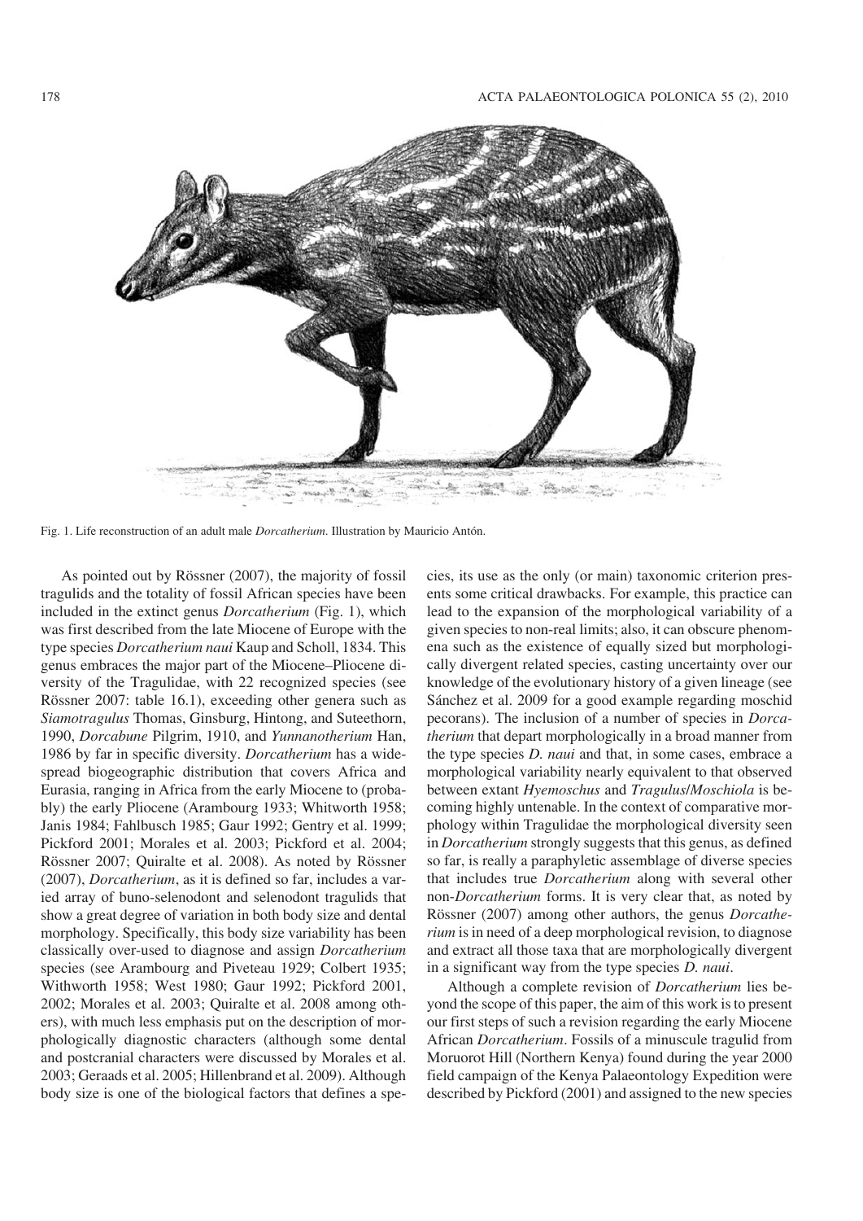Fig. 1. Life reconstruction of an adult male *Dorcatherium*. Illustration by Mauricio Antón.

As pointed out by Rössner (2007), the majority of fossil tragulids and the totality of fossil African species have been included in the extinct genus *Dorcatherium* (Fig. 1), which was first described from the late Miocene of Europe with the type species *Dorcatherium naui* Kaup and Scholl, 1834. This genus embraces the major part of the Miocene–Pliocene diversity of the Tragulidae, with 22 recognized species (see Rössner 2007: table 16.1), exceeding other genera such as *Siamotragulus* Thomas, Ginsburg, Hintong, and Suteethorn, 1990, *Dorcabune* Pilgrim, 1910, and *Yunnanotherium* Han, 1986 by far in specific diversity. *Dorcatherium* has a widespread biogeographic distribution that covers Africa and Eurasia, ranging in Africa from the early Miocene to (probably) the early Pliocene (Arambourg 1933; Whitworth 1958; Janis 1984; Fahlbusch 1985; Gaur 1992; Gentry et al. 1999; Pickford 2001; Morales et al. 2003; Pickford et al. 2004; Rössner 2007; Quiralte et al. 2008). As noted by Rössner (2007), *Dorcatherium*, as it is defined so far, includes a varied array of buno-selenodont and selenodont tragulids that show a great degree of variation in both body size and dental morphology. Specifically, this body size variability has been classically over-used to diagnose and assign *Dorcatherium* species (see Arambourg and Piveteau 1929; Colbert 1935; Withworth 1958; West 1980; Gaur 1992; Pickford 2001, 2002; Morales et al. 2003; Quiralte et al. 2008 among others), with much less emphasis put on the description of morphologically diagnostic characters (although some dental and postcranial characters were discussed by Morales et al. 2003; Geraads et al. 2005; Hillenbrand et al. 2009). Although body size is one of the biological factors that defines a species, its use as the only (or main) taxonomic criterion presents some critical drawbacks. For example, this practice can lead to the expansion of the morphological variability of a given species to non-real limits; also, it can obscure phenomena such as the existence of equally sized but morphologically divergent related species, casting uncertainty over our knowledge of the evolutionary history of a given lineage (see Sánchez et al. 2009 for a good example regarding moschid pecorans). The inclusion of a number of species in *Dorcatherium* that depart morphologically in a broad manner from the type species *D. naui* and that, in some cases, embrace a morphological variability nearly equivalent to that observed between extant *Hyemoschus* and *Tragulus*/*Moschiola* is becoming highly untenable. In the context of comparative morphology within Tragulidae the morphological diversity seen in *Dorcatherium* strongly suggests that this genus, as defined so far, is really a paraphyletic assemblage of diverse species that includes true *Dorcatherium* along with several other non-*Dorcatherium* forms. It is very clear that, as noted by Rössner (2007) among other authors, the genus *Dorcatherium* is in need of a deep morphological revision, to diagnose and extract all those taxa that are morphologically divergent in a significant way from the type species *D. naui*.

Although a complete revision of *Dorcatherium* lies beyond the scope of this paper, the aim of this work is to present our first steps of such a revision regarding the early Miocene African *Dorcatherium*. Fossils of a minuscule tragulid from Moruorot Hill (Northern Kenya) found during the year 2000 field campaign of the Kenya Palaeontology Expedition were described by Pickford (2001) and assigned to the new species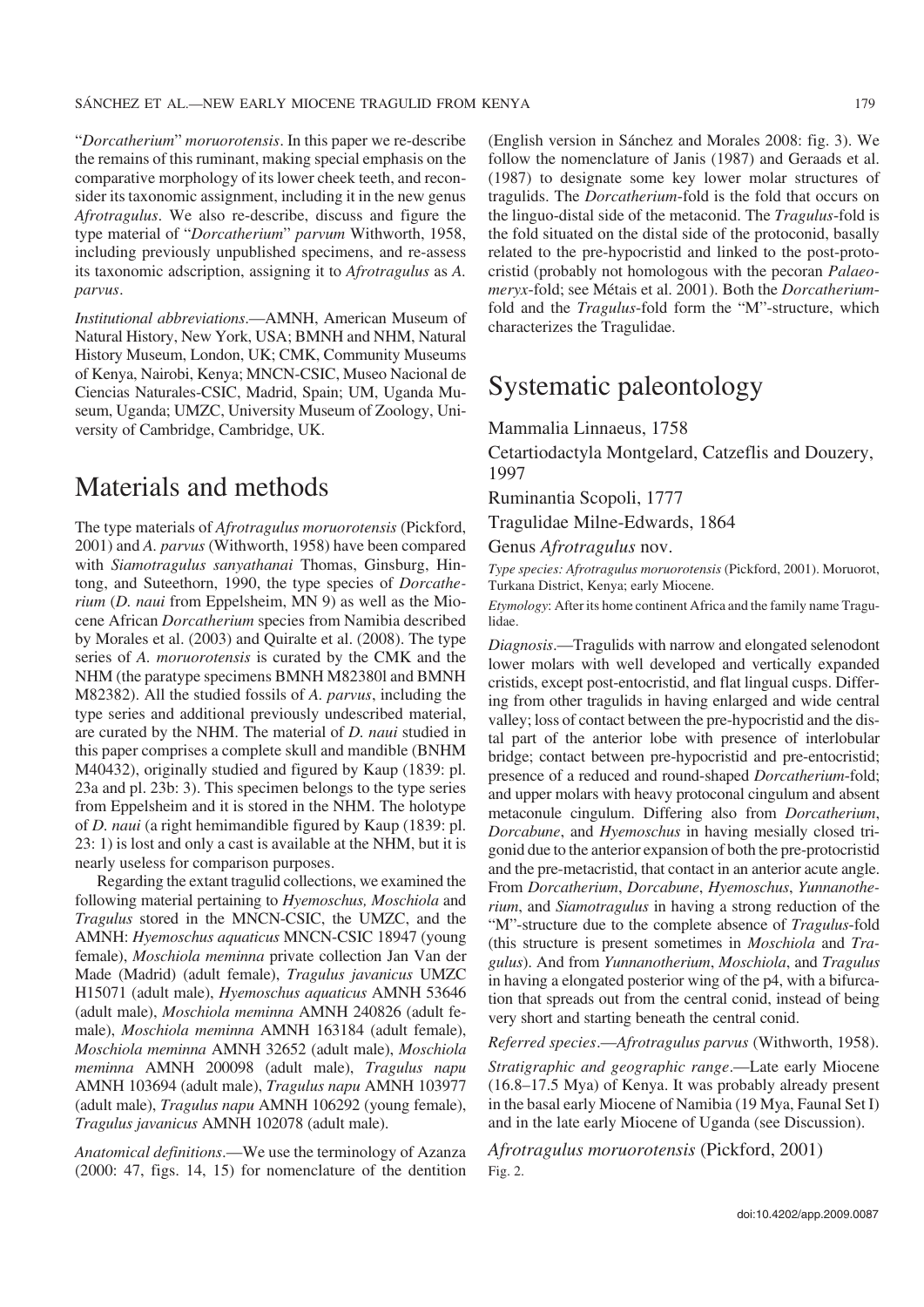"*Dorcatherium*" *moruorotensis*. In this paper we re-describe the remains of this ruminant, making special emphasis on the comparative morphology of its lower cheek teeth, and reconsider its taxonomic assignment, including it in the new genus *Afrotragulus*. We also re-describe, discuss and figure the type material of "*Dorcatherium*" *parvum* Withworth, 1958, including previously unpublished specimens, and re-assess its taxonomic adscription, assigning it to *Afrotragulus* as *A. parvus*.

*Institutional abbreviations*.—AMNH, American Museum of Natural History, New York, USA; BMNH and NHM, Natural History Museum, London, UK; CMK, Community Museums of Kenya, Nairobi, Kenya; MNCN-CSIC, Museo Nacional de Ciencias Naturales-CSIC, Madrid, Spain; UM, Uganda Museum, Uganda; UMZC, University Museum of Zoology, University of Cambridge, Cambridge, UK.

## Materials and methods

The type materials of *Afrotragulus moruorotensis* (Pickford, 2001) and *A. parvus* (Withworth, 1958) have been compared with *Siamotragulus sanyathanai* Thomas, Ginsburg, Hintong, and Suteethorn, 1990, the type species of *Dorcatherium* (*D. naui* from Eppelsheim, MN 9) as well as the Miocene African *Dorcatherium* species from Namibia described by Morales et al. (2003) and Quiralte et al. (2008). The type series of *A. moruorotensis* is curated by the CMK and the NHM (the paratype specimens BMNH M82380l and BMNH M82382). All the studied fossils of *A. parvus*, including the type series and additional previously undescribed material, are curated by the NHM. The material of *D. naui* studied in this paper comprises a complete skull and mandible (BNHM M40432), originally studied and figured by Kaup (1839: pl. 23a and pl. 23b: 3). This specimen belongs to the type series from Eppelsheim and it is stored in the NHM. The holotype of *D. naui* (a right hemimandible figured by Kaup (1839: pl. 23: 1) is lost and only a cast is available at the NHM, but it is nearly useless for comparison purposes.

Regarding the extant tragulid collections, we examined the following material pertaining to *Hyemoschus, Moschiola* and *Tragulus* stored in the MNCN-CSIC, the UMZC, and the AMNH: *Hyemoschus aquaticus* MNCN-CSIC 18947 (young female), *Moschiola meminna* private collection Jan Van der Made (Madrid) (adult female), *Tragulus javanicus* UMZC H15071 (adult male), *Hyemoschus aquaticus* AMNH 53646 (adult male), *Moschiola meminna* AMNH 240826 (adult female), *Moschiola meminna* AMNH 163184 (adult female), *Moschiola meminna* AMNH 32652 (adult male), *Moschiola meminna* AMNH 200098 (adult male), *Tragulus napu* AMNH 103694 (adult male), *Tragulus napu* AMNH 103977 (adult male), *Tragulus napu* AMNH 106292 (young female), *Tragulus javanicus* AMNH 102078 (adult male).

*Anatomical definitions*.—We use the terminology of Azanza (2000: 47, figs. 14, 15) for nomenclature of the dentition (English version in Sánchez and Morales 2008: fig. 3). We follow the nomenclature of Janis (1987) and Geraads et al. (1987) to designate some key lower molar structures of tragulids. The *Dorcatherium*-fold is the fold that occurs on the linguo-distal side of the metaconid. The *Tragulus*-fold is the fold situated on the distal side of the protoconid, basally related to the pre-hypocristid and linked to the post-protocristid (probably not homologous with the pecoran *Palaeomeryx*-fold; see Métais et al. 2001). Both the *Dorcatherium*-fold and the *Tragulus*-fold form the "M"-structure, which characterizes the Tragulidae.

## Systematic paleontology

Mammalia Linnaeus, 1758

Cetartiodactyla Montgelard, Catzeflis and Douzery, 1997

Ruminantia Scopoli, 1777

Tragulidae Milne-Edwards, 1864

Genus *Afrotragulus* nov.

*Type species: Afrotragulus moruorotensis* (Pickford, 2001). Moruorot, Turkana District, Kenya; early Miocene.

*Etymology*: After its home continent Africa and the family name Tragulidae.

*Diagnosis*.—Tragulids with narrow and elongated selenodont lower molars with well developed and vertically expanded cristids, except post-entocristid, and flat lingual cusps. Differing from other tragulids in having enlarged and wide central valley; loss of contact between the pre-hypocristid and the distal part of the anterior lobe with presence of interlobular bridge; contact between pre-hypocristid and pre-entocristid; presence of a reduced and round-shaped *Dorcatherium*-fold; and upper molars with heavy protoconal cingulum and absent metaconule cingulum. Differing also from *Dorcatherium*, *Dorcabune*, and *Hyemoschus* in having mesially closed trigonid due to the anterior expansion of both the pre-protocristid and the pre-metacristid, that contact in an anterior acute angle. From *Dorcatherium*, *Dorcabune*, *Hyemoschus*, *Yunnanotherium*, and *Siamotragulus* in having a strong reduction of the "M"-structure due to the complete absence of *Tragulus*-fold (this structure is present sometimes in *Moschiola* and *Tragulus*). And from *Yunnanotherium*, *Moschiola*, and *Tragulus* in having a elongated posterior wing of the p4, with a bifurcation that spreads out from the central conid, instead of being very short and starting beneath the central conid.

*Referred species*.—*Afrotragulus parvus* (Withworth, 1958).

*Stratigraphic and geographic range*.—Late early Miocene (16.8–17.5 Mya) of Kenya. It was probably already present in the basal early Miocene of Namibia (19 Mya, Faunal Set I) and in the late early Miocene of Uganda (see Discussion).

*Afrotragulus moruorotensis* (Pickford, 2001)

Fig. 2.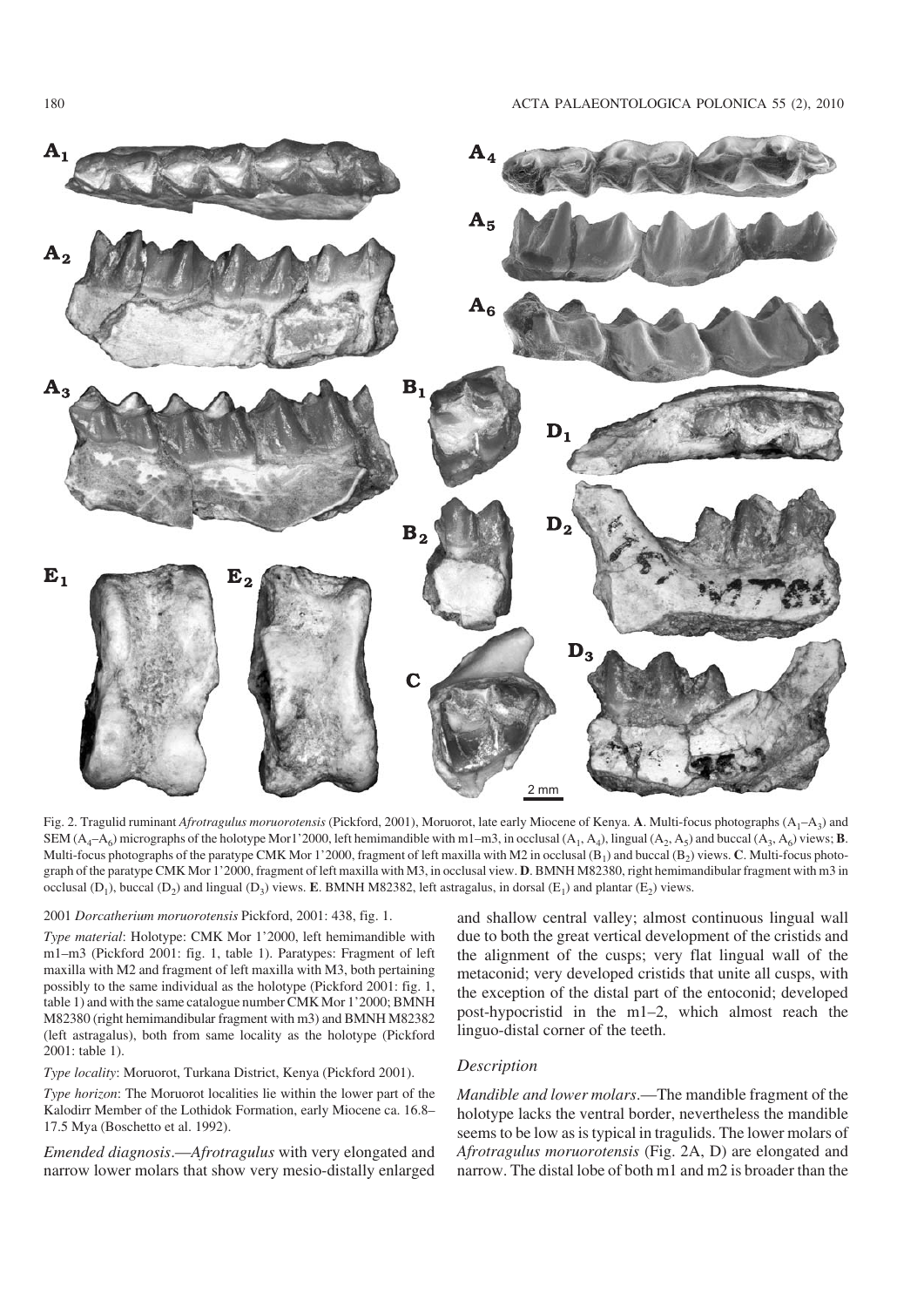Fig. 2. Tragulid ruminant *Afrotragulus moruorotensis* (Pickford, 2001), Moruorot, late early Miocene of Kenya. **A**. Multi-focus photographs ($A_1$–$A_3$) and SEM ($A_4$–$A_6$) micrographs of the holotype Mor1'2000, left hemimandible with m1–m3, in occlusal ($A_1$, $A_4$), lingual ($A_2$, $A_5$) and buccal ($A_3$, $A_6$) views; **B**. Multi-focus photographs of the paratype CMK Mor 1'2000, fragment of left maxilla with M2 in occlusal ($B_1$) and buccal ($B_2$) views. **C**. Multi-focus photograph of the paratype CMK Mor 1'2000, fragment of left maxilla with M3, in occlusal view. **D**. BMNH M82380, right hemimandibular fragment with m3 in occlusal ($D_1$), buccal ($D_2$) and lingual ($D_3$) views. **E**. BMNH M82382, left astragalus, in dorsal ($E_1$) and plantar ($E_2$) views.

2001 *Dorcatherium moruorotensis* Pickford, 2001: 438, fig. 1.

*Type material*: Holotype: CMK Mor 1'2000, left hemimandible with m1–m3 (Pickford 2001: fig. 1, table 1). Paratypes: Fragment of left maxilla with M2 and fragment of left maxilla with M3, both pertaining possibly to the same individual as the holotype (Pickford 2001: fig. 1, table 1) and with the same catalogue number CMK Mor 1'2000; BMNH M82380 (right hemimandibular fragment with m3) and BMNH M82382 (left astragalus), both from same locality as the holotype (Pickford 2001: table 1).

*Type locality*: Moruorot, Turkana District, Kenya (Pickford 2001).

*Type horizon*: The Moruorot localities lie within the lower part of the Kalodirr Member of the Lothidok Formation, early Miocene ca. 16.8–17.5 Mya (Boschetto et al. 1992).

*Emended diagnosis*.—*Afrotragulus* with very elongated and narrow lower molars that show very mesio-distally enlarged and shallow central valley; almost continuous lingual wall due to both the great vertical development of the cristids and the alignment of the cusps; very flat lingual wall of the metaconid; very developed cristids that unite all cusps, with the exception of the distal part of the entoconid; developed post-hypocristid in the m1–2, which almost reach the linguo-distal corner of the teeth.

### Description

*Mandible and lower molars*.—The mandible fragment of the holotype lacks the ventral border, nevertheless the mandible seems to be low as is typical in tragulids. The lower molars of *Afrotragulus moruorotensis* (Fig. 2A, D) are elongated and narrow. The distal lobe of both m1 and m2 is broader than the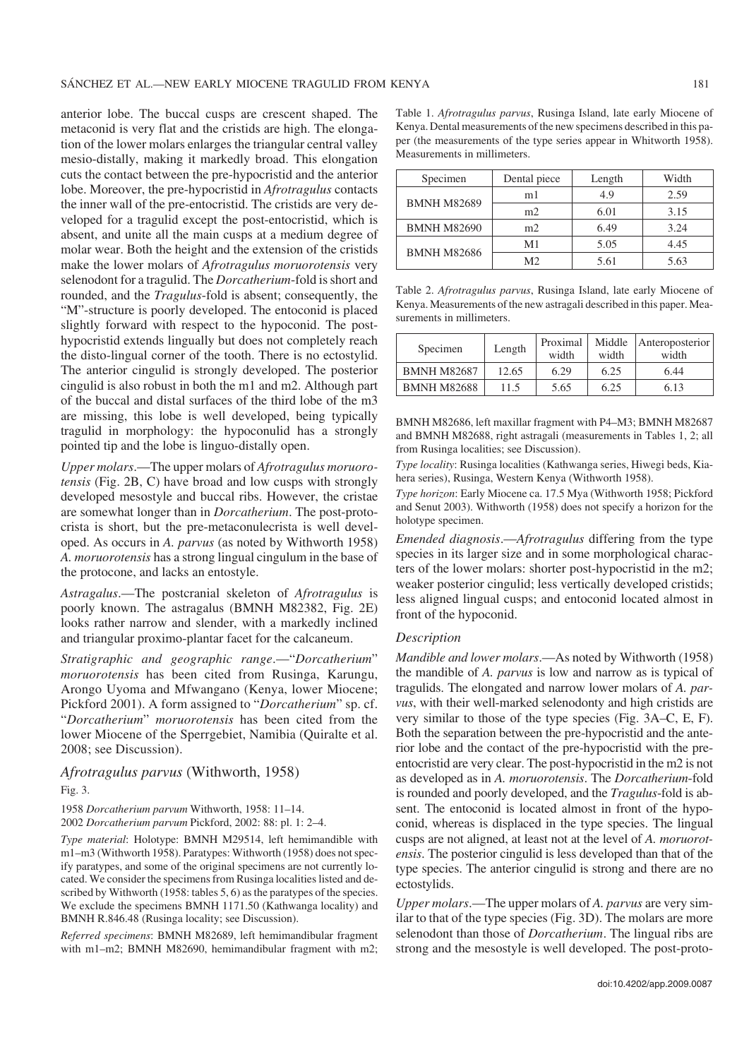anterior lobe. The buccal cusps are crescent shaped. The metaconid is very flat and the cristids are high. The elongation of the lower molars enlarges the triangular central valley mesio-distally, making it markedly broad. This elongation cuts the contact between the pre-hypocristid and the anterior lobe. Moreover, the pre-hypocristid in *Afrotragulus* contacts the inner wall of the pre-entocristid. The cristids are very developed for a tragulid except the post-entocristid, which is absent, and unite all the main cusps at a medium degree of molar wear. Both the height and the extension of the cristids make the lower molars of *Afrotragulus moruorotensis* very selenodont for a tragulid. The *Dorcatherium*-fold is short and rounded, and the *Tragulus*-fold is absent; consequently, the "M"-structure is poorly developed. The entoconid is placed slightly forward with respect to the hypoconid. The post-hypocristid extends lingually but does not completely reach the disto-lingual corner of the tooth. There is no ectostylid. The anterior cingulid is strongly developed. The posterior cingulid is also robust in both the m1 and m2. Although part of the buccal and distal surfaces of the third lobe of the m3 are missing, this lobe is well developed, being typically tragulid in morphology: the hypoconulid has a strongly pointed tip and the lobe is linguo-distally open.

*Upper molars*.—The upper molars of *Afrotragulus moruorotensis* (Fig. 2B, C) have broad and low cusps with strongly developed mesostyle and buccal ribs. However, the cristae are somewhat longer than in *Dorcatherium*. The post-protocrista is short, but the pre-metaconulecrista is well developed. As occurs in *A. parvus* (as noted by Withworth 1958) *A. moruorotensis* has a strong lingual cingulum in the base of the protocone, and lacks an entostyle.

*Astragalus*.—The postcranial skeleton of *Afrotragulus* is poorly known. The astragalus (BMNH M82382, Fig. 2E) looks rather narrow and slender, with a markedly inclined and triangular proximo-plantar facet for the calcaneum.

*Stratigraphic and geographic range*.—"*Dorcatherium*" *moruorotensis* has been cited from Rusinga, Karungu, Arongo Uyoma and Mfwangano (Kenya, lower Miocene; Pickford 2001). A form assigned to "*Dorcatherium*" sp. cf. "*Dorcatherium*" "*moruorotensis*" has been cited from the lower Miocene of the Sperrgebiet, Namibia (Quiralte et al. 2008; see Discussion).

## *Afrotragulus parvus* (Withworth, 1958)

Fig. 3.

1958 *Dorcatherium parvum* Withworth, 1958: 11–14.
2002 *Dorcatherium parvum* Pickford, 2002: 88: pl. 1: 2–4.

*Type material*: Holotype: BMNH M29514, left hemimandible with m1–m3 (Withworth 1958). Paratypes: Withworth (1958) does not specify paratypes, and some of the original specimens are not currently located. We consider the specimens from Rusinga localities listed and described by Withworth (1958: tables 5, 6) as the paratypes of the species. We exclude the specimens BMNH 1171.50 (Kathwanga locality) and BMNH R.846.48 (Rusinga locality; see Discussion).

*Referred specimens*: BMNH M82689, left hemimandibular fragment with m1–m2; BMNH M82690, hemimandibular fragment with m2; BMNH M82686, left maxillar fragment with P4–M3; BMNH M82687 and BMNH M82688, right astragali (measurements in Tables 1, 2; all from Rusinga localities; see Discussion).

*Type locality*: Rusinga localities (Kathwanga series, Hiwegi beds, Kiahera series), Rusinga, Western Kenya (Withworth 1958).

*Type horizon*: Early Miocene ca. 17.5 Mya (Withworth 1958; Pickford and Senut 2003). Withworth (1958) does not specify a horizon for the holotype specimen.

*Emended diagnosis*.—*Afrotragulus* differing from the type species in its larger size and in some morphological characters of the lower molars: shorter post-hypocristid in the m2; weaker posterior cingulid; less vertically developed cristids; less aligned lingual cusps; and entoconid located almost in front of the hypoconid.

Table 1. *Afrotragulus parvus*, Rusinga Island, late early Miocene of Kenya. Dental measurements of the new specimens described in this paper (the measurements of the type series appear in Whitworth 1958). Measurements in millimeters.

| Specimen | Dental piece | Length | Width |
|---|---|---|---|
| BMNH M82689 | m1 | 4.9 | 2.59 |
| | m2 | 6.01 | 3.15 |
| BMNH M82690 | m2 | 6.49 | 3.24 |
| BMNH M82686 | M1 | 5.05 | 4.45 |
| | M2 | 5.61 | 5.63 |

Table 2. *Afrotragulus parvus*, Rusinga Island, late early Miocene of Kenya. Measurements of the new astragali described in this paper. Measurements in millimeters.

| Specimen | Length | Proximal width | Middle width | Anteroposterior width |
|---|---|---|---|---|
| BMNH M82687 | 12.65 | 6.29 | 6.25 | 6.44 |
| BMNH M82688 | 11.5 | 5.65 | 6.25 | 6.13 |

### *Description*

*Mandible and lower molars*.—As noted by Withworth (1958) the mandible of *A. parvus* is low and narrow as is typical of tragulids. The elongated and narrow lower molars of *A. parvus*, with their well-marked selenodonty and high cristids are very similar to those of the type species (Fig. 3A–C, E, F). Both the separation between the pre-hypocristid and the anterior lobe and the contact of the pre-hypocristid with the pre-entocristid are very clear. The post-hypocristid in the m2 is not as developed as in *A. moruorotensis*. The *Dorcatherium*-fold is rounded and poorly developed, and the *Tragulus*-fold is absent. The entoconid is located almost in front of the hypoconid, whereas is displaced in the type species. The lingual cusps are not aligned, at least not at the level of *A. moruorotensis*. The posterior cingulid is less developed than that of the type species. The anterior cingulid is strong and there are no ectostylids.

*Upper molars*.—The upper molars of *A. parvus* are very similar to that of the type species (Fig. 3D). The molars are more selenodont than those of *Dorcatherium*. The lingual ribs are strong and the mesostyle is well developed. The post-proto-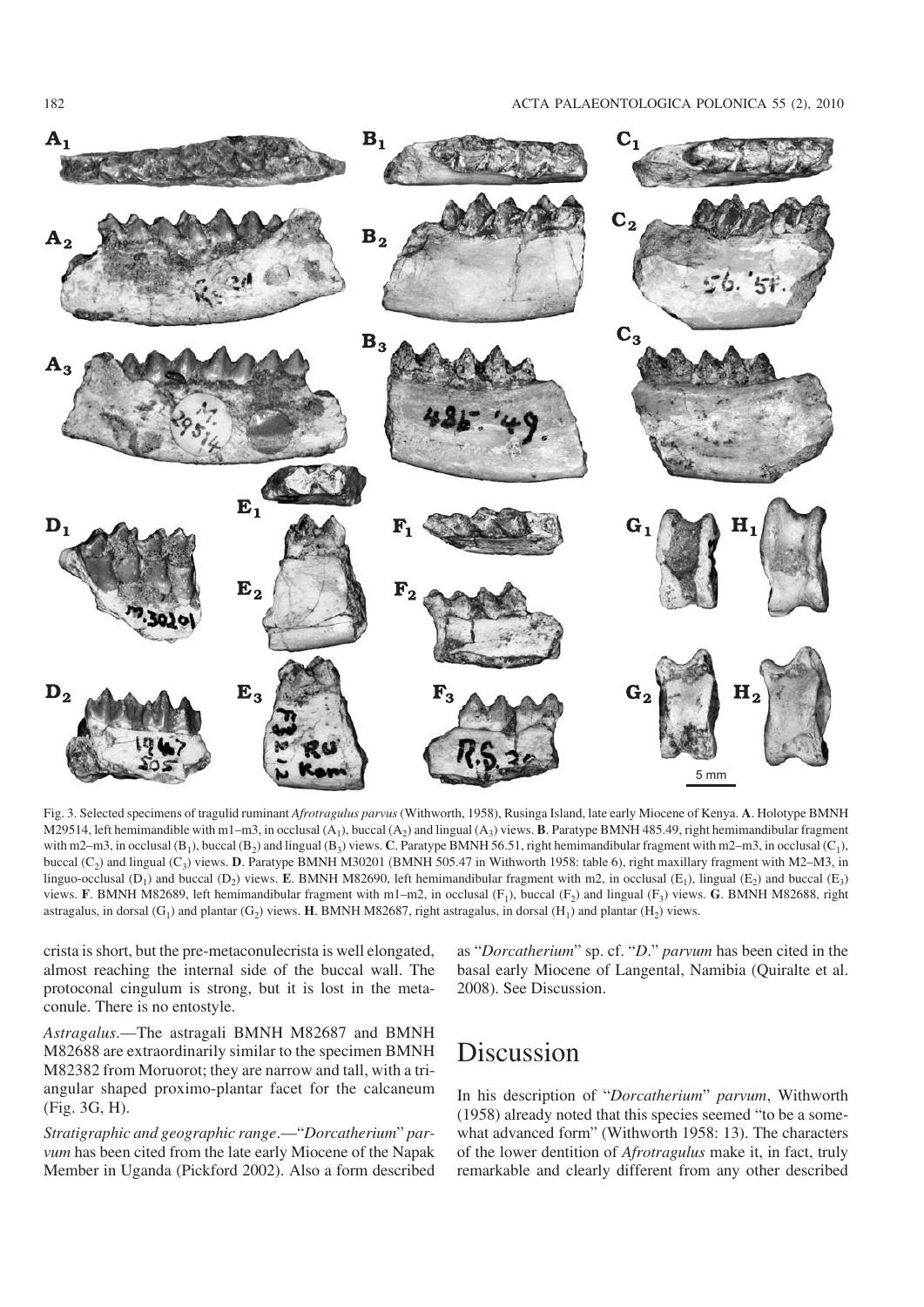Fig. 3. Selected specimens of tragulid ruminant *Afrotragulus parvus* (Withworth, 1958), Rusinga Island, late early Miocene of Kenya. **A**. Holotype BMNH M29514, left hemimandible with m1–m3, in occlusal ($A_1$), buccal ($A_2$) and lingual ($A_3$) views. **B**. Paratype BMNH 485.49, right hemimandibular fragment with m2–m3, in occlusal ($B_1$), buccal ($B_2$) and lingual ($B_3$) views. **C**. Paratype BMNH 56.51, right hemimandibular fragment with m2–m3, in occlusal ($C_1$), buccal ($C_2$) and lingual ($C_3$) views. **D**. Paratype BMNH M30201 (BMNH 505.47 in Withworth 1958: table 6), right maxillary fragment with M2–M3, in linguo-occlusal ($D_1$) and buccal ($D_2$) views. **E**. BMNH M82690, left hemimandibular fragment with m2, in occlusal ($E_1$), lingual ($E_2$) and buccal ($E_3$) views. **F**. BMNH M82689, left hemimandibular fragment with m1–m2, in occlusal ($F_1$), buccal ($F_2$) and lingual ($F_3$) views. **G**. BMNH M82688, right astragalus, in dorsal ($G_1$) and plantar ($G_2$) views. **H**. BMNH M82687, right astragalus, in dorsal ($H_1$) and plantar ($H_2$) views.

crista is short, but the pre-metaconulecrista is well elongated, almost reaching the internal side of the buccal wall. The protoconal cingulum is strong, but it is lost in the metaconule. There is no entostyle.

*Astragalus*.—The astragali BMNH M82687 and BMNH M82688 are extraordinarily similar to the specimen BMNH M82382 from Moruorot; they are narrow and tall, with a triangular shaped proximo-plantar facet for the calcaneum (Fig. 3G, H).

*Stratigraphic and geographic range*.—"*Dorcatherium*" *parvum* has been cited from the late early Miocene of the Napak Member in Uganda (Pickford 2002). Also a form described as "*Dorcatherium*" sp. cf. "*D*." *parvum* has been cited in the basal early Miocene of Langental, Namibia (Quiralte et al. 2008). See Discussion.

## Discussion

In his description of "*Dorcatherium*" *parvum*, Withworth (1958) already noted that this species seemed "to be a somewhat advanced form" (Withworth 1958: 13). The characters of the lower dentition of *Afrotragulus* make it, in fact, truly remarkable and clearly different from any other described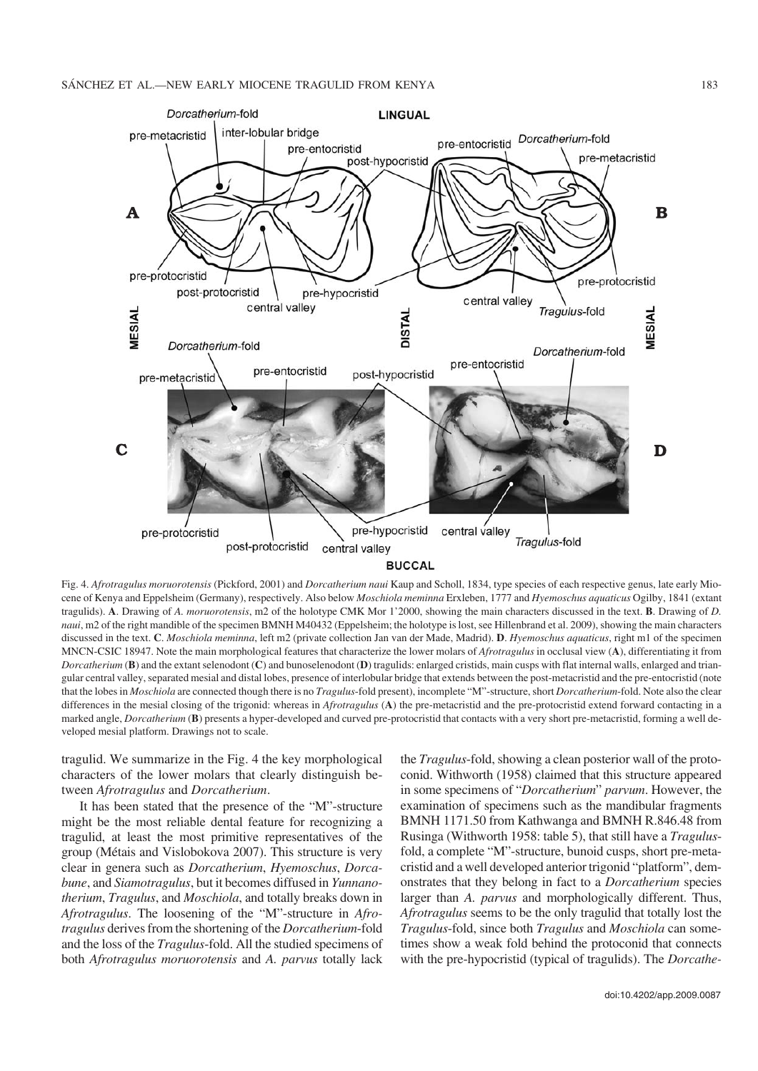Fig. 4. *Afrotragulus moruorotensis* (Pickford, 2001) and *Dorcatherium naui* Kaup and Scholl, 1834, type species of each respective genus, late early Miocene of Kenya and Eppelsheim (Germany), respectively. Also below *Moschiola meminna* Erxleben, 1777 and *Hyemoschus aquaticus* Ogilby, 1841 (extant tragulids). **A**. Drawing of *A. moruorotensis*, m2 of the holotype CMK Mor 1'2000, showing the main characters discussed in the text. **B**. Drawing of *D. naui*, m2 of the right mandible of the specimen BMNH M40432 (Eppelsheim; the holotype is lost, see Hillenbrand et al. 2009), showing the main characters discussed in the text. **C**. *Moschiola meminna*, left m2 (private collection Jan van der Made, Madrid). **D**. *Hyemoschus aquaticus*, right m1 of the specimen MNCN-CSIC 18947. Note the main morphological features that characterize the lower molars of *Afrotragulus* in occlusal view (**A**), differentiating it from *Dorcatherium* (**B**) and the extant selenodont (**C**) and bunoselenodont (**D**) tragulids: enlarged cristids, main cusps with flat internal walls, enlarged and triangular central valley, separated mesial and distal lobes, presence of interlobular bridge that extends between the post-metacristid and the pre-entocristid (note that the lobes in *Moschiola* are connected though there is no *Tragulus*-fold present), incomplete "M"-structure, short *Dorcatherium*-fold. Note also the clear differences in the mesial closing of the trigonid: whereas in *Afrotragulus* (**A**) the pre-metacristid and the pre-protocristid extend forward contacting in a marked angle, *Dorcatherium* (**B**) presents a hyper-developed and curved pre-protocristid that contacts with a very short pre-metacristid, forming a well developed mesial platform. Drawings not to scale.

tragulid. We summarize in the Fig. 4 the key morphological characters of the lower molars that clearly distinguish between *Afrotragulus* and *Dorcatherium*.

It has been stated that the presence of the "M"-structure might be the most reliable dental feature for recognizing a tragulid, at least the most primitive representatives of the group (Métais and Vislobokova 2007). This structure is very clear in genera such as *Dorcatherium*, *Hyemoschus*, *Dorcabune*, and *Siamotragulus*, but it becomes diffused in *Yunnanotherium*, *Tragulus*, and *Moschiola*, and totally breaks down in *Afrotragulus*. The loosening of the "M"-structure in *Afrotragulus* derives from the shortening of the *Dorcatherium*-fold and the loss of the *Tragulus*-fold. All the studied specimens of both *Afrotragulus moruorotensis* and *A. parvus* totally lack the *Tragulus*-fold, showing a clean posterior wall of the protoconid. Withworth (1958) claimed that this structure appeared in some specimens of "*Dorcatherium*" *parvum*. However, the examination of specimens such as the mandibular fragments BMNH 1171.50 from Kathwanga and BMNH R.846.48 from Rusinga (Withworth 1958: table 5), that still have a *Tragulus*-fold, a complete "M"-structure, bunoid cusps, short pre-metacristid and a well developed anterior trigonid "platform", demonstrates that they belong in fact to a *Dorcatherium* species larger than *A. parvus* and morphologically different. Thus, *Afrotragulus* seems to be the only tragulid that totally lost the *Tragulus*-fold, since both *Tragulus* and *Moschiola* can sometimes show a weak fold behind the protoconid that connects with the pre-hypocristid (typical of tragulids). The *Dorcathe-*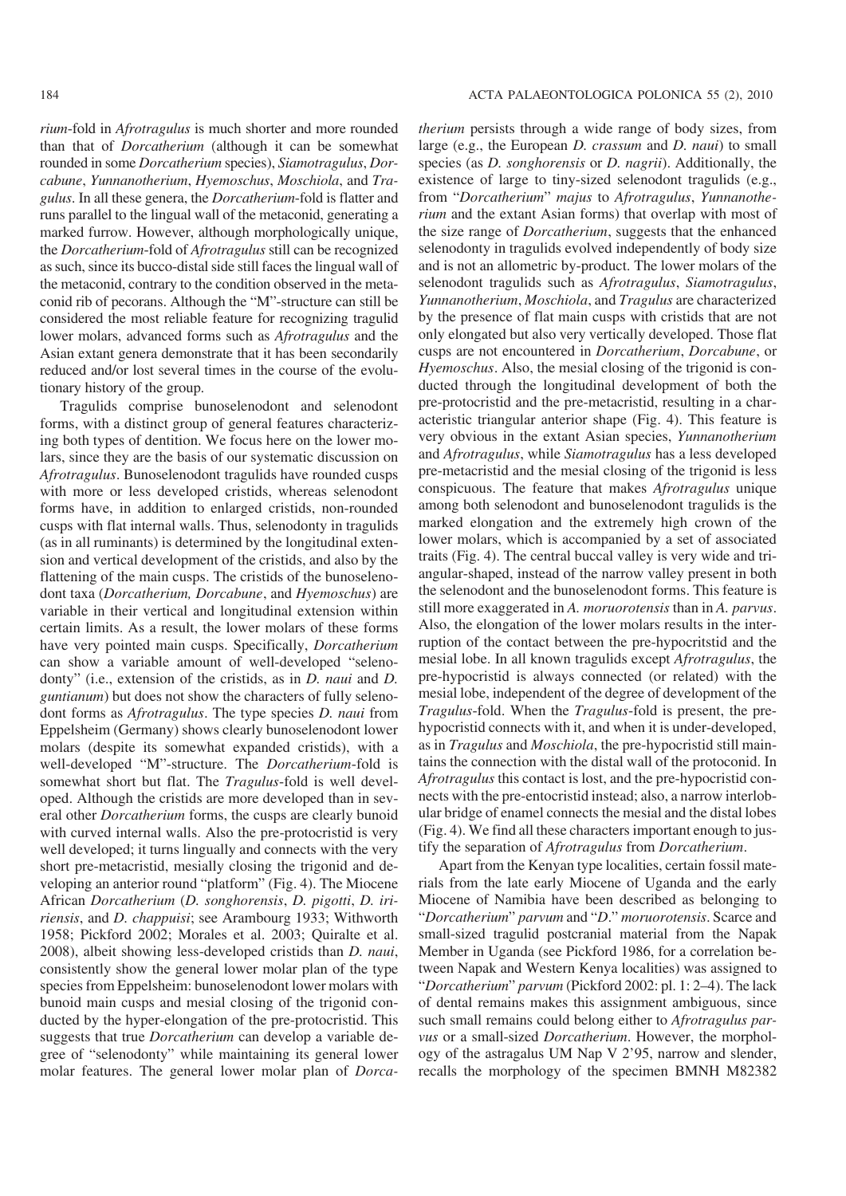*rium*-fold in *Afrotragulus* is much shorter and more rounded than that of *Dorcatherium* (although it can be somewhat rounded in some *Dorcatherium* species), *Siamotragulus*, *Dorcabune*, *Yunnanotherium*, *Hyemoschus*, *Moschiola*, and *Tragulus*. In all these genera, the *Dorcatherium*-fold is flatter and runs parallel to the lingual wall of the metaconid, generating a marked furrow. However, although morphologically unique, the *Dorcatherium*-fold of *Afrotragulus* still can be recognized as such, since its bucco-distal side still faces the lingual wall of the metaconid, contrary to the condition observed in the metaconid rib of pecorans. Although the "M"-structure can still be considered the most reliable feature for recognizing tragulid lower molars, advanced forms such as *Afrotragulus* and the Asian extant genera demonstrate that it has been secondarily reduced and/or lost several times in the course of the evolutionary history of the group.

Tragulids comprise bunoselenodont and selenodont forms, with a distinct group of general features characterizing both types of dentition. We focus here on the lower molars, since they are the basis of our systematic discussion on *Afrotragulus*. Bunoselenodont tragulids have rounded cusps with more or less developed cristids, whereas selenodont forms have, in addition to enlarged cristids, non-rounded cusps with flat internal walls. Thus, selenodonty in tragulids (as in all ruminants) is determined by the longitudinal extension and vertical development of the cristids, and also by the flattening of the main cusps. The cristids of the bunoselenodont taxa (*Dorcatherium, Dorcabune*, and *Hyemoschus*) are variable in their vertical and longitudinal extension within certain limits. As a result, the lower molars of these forms have very pointed main cusps. Specifically, *Dorcatherium* can show a variable amount of well-developed "selenodonty" (i.e., extension of the cristids, as in *D. naui* and *D. guntianum*) but does not show the characters of fully selenodont forms as *Afrotragulus*. The type species *D. naui* from Eppelsheim (Germany) shows clearly bunoselenodont lower molars (despite its somewhat expanded cristids), with a well-developed "M"-structure. The *Dorcatherium*-fold is somewhat short but flat. The *Tragulus*-fold is well developed. Although the cristids are more developed than in several other *Dorcatherium* forms, the cusps are clearly bunoid with curved internal walls. Also the pre-protocristid is very well developed; it turns lingually and connects with the very short pre-metacristid, mesially closing the trigonid and developing an anterior round "platform" (Fig. 4). The Miocene African *Dorcatherium* (*D. songhorensis*, *D. pigotti*, *D. iririensis*, and *D. chappuisi*; see Arambourg 1933; Withworth 1958; Pickford 2002; Morales et al. 2003; Quiralte et al. 2008), albeit showing less-developed cristids than *D. naui*, consistently show the general lower molar plan of the type species from Eppelsheim: bunoselenodont lower molars with bunoid main cusps and mesial closing of the trigonid conducted by the hyper-elongation of the pre-protocristid. This suggests that true *Dorcatherium* can develop a variable degree of "selenodonty" while maintaining its general lower molar features. The general lower molar plan of *Dorcatherium* persists through a wide range of body sizes, from large (e.g., the European *D. crassum* and *D. naui*) to small species (as *D. songhorensis* or *D. nagrii*). Additionally, the existence of large to tiny-sized selenodont tragulids (e.g., from "*Dorcatherium*" *majus* to *Afrotragulus*, *Yunnanotherium* and the extant Asian forms) that overlap with most of the size range of *Dorcatherium*, suggests that the enhanced selenodonty in tragulids evolved independently of body size and is not an allometric by-product. The lower molars of the selenodont tragulids such as *Afrotragulus*, *Siamotragulus*, *Yunnanotherium*, *Moschiola*, and *Tragulus* are characterized by the presence of flat main cusps with cristids that are not only elongated but also very vertically developed. Those flat cusps are not encountered in *Dorcatherium*, *Dorcabune*, or *Hyemoschus*. Also, the mesial closing of the trigonid is conducted through the longitudinal development of both the pre-protocristid and the pre-metacristid, resulting in a characteristic triangular anterior shape (Fig. 4). This feature is very obvious in the extant Asian species, *Yunnanotherium* and *Afrotragulus*, while *Siamotragulus* has a less developed pre-metacristid and the mesial closing of the trigonid is less conspicuous. The feature that makes *Afrotragulus* unique among both selenodont and bunoselenodont tragulids is the marked elongation and the extremely high crown of the lower molars, which is accompanied by a set of associated traits (Fig. 4). The central buccal valley is very wide and triangular-shaped, instead of the narrow valley present in both the selenodont and the bunoselenodont forms. This feature is still more exaggerated in *A. moruorotensis* than in *A. parvus*. Also, the elongation of the lower molars results in the interruption of the contact between the pre-hypocritstid and the mesial lobe. In all known tragulids except *Afrotragulus*, the pre-hypocristid is always connected (or related) with the mesial lobe, independent of the degree of development of the *Tragulus*-fold. When the *Tragulus*-fold is present, the pre-hypocristid connects with it, and when it is under-developed, as in *Tragulus* and *Moschiola*, the pre-hypocristid still maintains the connection with the distal wall of the protoconid. In *Afrotragulus* this contact is lost, and the pre-hypocristid connects with the pre-entocristid instead; also, a narrow interlobular bridge of enamel connects the mesial and the distal lobes (Fig. 4). We find all these characters important enough to justify the separation of *Afrotragulus* from *Dorcatherium*.

Apart from the Kenyan type localities, certain fossil materials from the late early Miocene of Uganda and the early Miocene of Namibia have been described as belonging to "*Dorcatherium*" *parvum* and "*D*." *moruorotensis*. Scarce and small-sized tragulid postcranial material from the Napak Member in Uganda (see Pickford 1986, for a correlation between Napak and Western Kenya localities) was assigned to "*Dorcatherium*" *parvum* (Pickford 2002: pl. 1: 2–4). The lack of dental remains makes this assignment ambiguous, since such small remains could belong either to *Afrotragulus parvus* or a small-sized *Dorcatherium*. However, the morphology of the astragalus UM Nap V 2'95, narrow and slender, recalls the morphology of the specimen BMNH M82382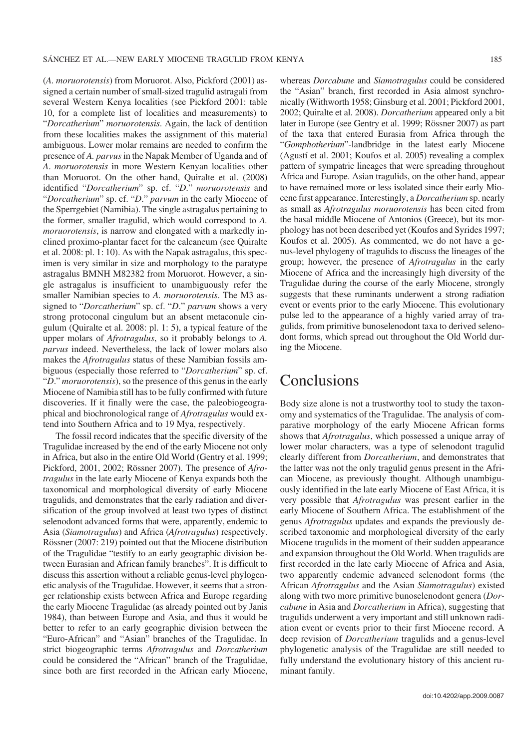(*A. moruorotensis*) from Moruorot. Also, Pickford (2001) assigned a certain number of small-sized tragulid astragali from several Western Kenya localities (see Pickford 2001: table 10, for a complete list of localities and measurements) to "*Dorcatherium*" *moruorotensis*. Again, the lack of dentition from these localities makes the assignment of this material ambiguous. Lower molar remains are needed to confirm the presence of *A. parvus* in the Napak Member of Uganda and of *A. moruorotensis* in more Western Kenyan localities other than Moruorot. On the other hand, Quiralte et al. (2008) identified "*Dorcatherium*" sp. cf. "*D*." *moruorotensis* and "*Dorcatherium*" sp. cf. "*D*." *parvum* in the early Miocene of the Sperrgebiet (Namibia). The single astragalus pertaining to the former, smaller tragulid, which would correspond to *A. moruorotensis*, is narrow and elongated with a markedly inclined proximo-plantar facet for the calcaneum (see Quiralte et al. 2008: pl. 1: 10). As with the Napak astragalus, this specimen is very similar in size and morphology to the paratype astragalus BMNH M82382 from Moruorot. However, a single astragalus is insufficient to unambiguously refer the smaller Namibian species to *A. moruorotensis*. The M3 assigned to "*Dorcatherium*" sp. cf. "*D*." *parvum* shows a very strong protoconal cingulum but an absent metaconule cingulum (Quiralte et al. 2008: pl. 1: 5), a typical feature of the upper molars of *Afrotragulus*, so it probably belongs to *A. parvus* indeed. Nevertheless, the lack of lower molars also makes the *Afrotragulus* status of these Namibian fossils ambiguous (especially those referred to "*Dorcatherium*" sp. cf. "*D*." *moruorotensis*), so the presence of this genus in the early Miocene of Namibia still has to be fully confirmed with future discoveries. If it finally were the case, the paleobiogeographical and biochronological range of *Afrotragulus* would extend into Southern Africa and to 19 Mya, respectively.

The fossil record indicates that the specific diversity of the Tragulidae increased by the end of the early Miocene not only in Africa, but also in the entire Old World (Gentry et al. 1999; Pickford, 2001, 2002; Rössner 2007). The presence of *Afrotragulus* in the late early Miocene of Kenya expands both the taxonomical and morphological diversity of early Miocene tragulids, and demonstrates that the early radiation and diversification of the group involved at least two types of distinct selenodont advanced forms that were, apparently, endemic to Asia (*Siamotragulus*) and Africa (*Afrotragulus*) respectively. Rössner (2007: 219) pointed out that the Miocene distribution of the Tragulidae "testify to an early geographic division between Eurasian and African family branches". It is difficult to discuss this assertion without a reliable genus-level phylogenetic analysis of the Tragulidae. However, it seems that a stronger relationship exists between Africa and Europe regarding the early Miocene Tragulidae (as already pointed out by Janis 1984), than between Europe and Asia, and thus it would be better to refer to an early geographic division between the "Euro-African" and "Asian" branches of the Tragulidae. In strict biogeographic terms *Afrotragulus* and *Dorcatherium* could be considered the "African" branch of the Tragulidae, since both are first recorded in the African early Miocene, whereas *Dorcabune* and *Siamotragulus* could be considered the "Asian" branch, first recorded in Asia almost synchronically (Withworth 1958; Ginsburg et al. 2001; Pickford 2001, 2002; Quiralte et al. 2008). *Dorcatherium* appeared only a bit later in Europe (see Gentry et al. 1999; Rössner 2007) as part of the taxa that entered Eurasia from Africa through the "*Gomphotherium*"-landbridge in the latest early Miocene (Agustí et al. 2001; Koufos et al. 2005) revealing a complex pattern of sympatric lineages that were spreading throughout Africa and Europe. Asian tragulids, on the other hand, appear to have remained more or less isolated since their early Miocene first appearance. Interestingly, a *Dorcatherium* sp. nearly as small as *Afrotragulus moruorotensis* has been cited from the basal middle Miocene of Antonios (Greece), but its morphology has not been described yet (Koufos and Syrides 1997; Koufos et al. 2005). As commented, we do not have a genus-level phylogeny of tragulids to discuss the lineages of the group; however, the presence of *Afrotragulus* in the early Miocene of Africa and the increasingly high diversity of the Tragulidae during the course of the early Miocene, strongly suggests that these ruminants underwent a strong radiation event or events prior to the early Miocene. This evolutionary pulse led to the appearance of a highly varied array of tragulids, from primitive bunoselenodont taxa to derived selenodont forms, which spread out throughout the Old World during the Miocene.

# Conclusions

Body size alone is not a trustworthy tool to study the taxonomy and systematics of the Tragulidae. The analysis of comparative morphology of the early Miocene African forms shows that *Afrotragulus*, which possessed a unique array of lower molar characters, was a type of selenodont tragulid clearly different from *Dorcatherium*, and demonstrates that the latter was not the only tragulid genus present in the African Miocene, as previously thought. Although unambiguously identified in the late early Miocene of East Africa, it is very possible that *Afrotragulus* was present earlier in the early Miocene of Southern Africa. The establishment of the genus *Afrotragulus* updates and expands the previously described taxonomic and morphological diversity of the early Miocene tragulids in the moment of their sudden appearance and expansion throughout the Old World. When tragulids are first recorded in the late early Miocene of Africa and Asia, two apparently endemic advanced selenodont forms (the African *Afrotragulus* and the Asian *Siamotragulus*) existed along with two more primitive bunoselenodont genera (*Dorcabune* in Asia and *Dorcatherium* in Africa), suggesting that tragulids underwent a very important and still unknown radiation event or events prior to their first Miocene record. A deep revision of *Dorcatherium* tragulids and a genus-level phylogenetic analysis of the Tragulidae are still needed to fully understand the evolutionary history of this ancient ruminant family.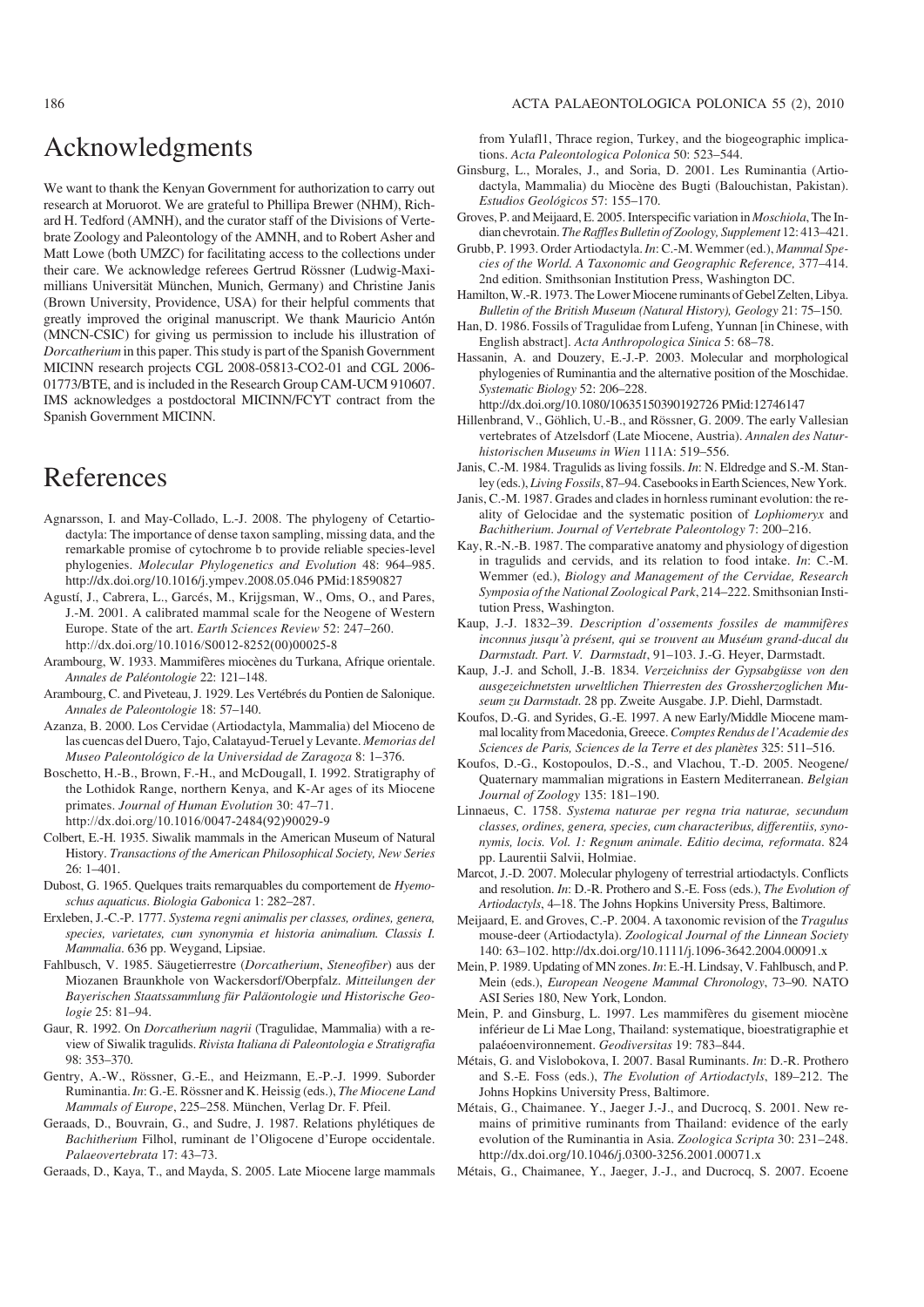# Acknowledgments

We want to thank the Kenyan Government for authorization to carry out research at Moruorot. We are grateful to Phillipa Brewer (NHM), Richard H. Tedford (AMNH), and the curator staff of the Divisions of Vertebrate Zoology and Paleontology of the AMNH, and to Robert Asher and Matt Lowe (both UMZC) for facilitating access to the collections under their care. We acknowledge referees Gertrud Rössner (Ludwig-Maximillians Universität München, Munich, Germany) and Christine Janis (Brown University, Providence, USA) for their helpful comments that greatly improved the original manuscript. We thank Mauricio Antón (MNCN-CSIC) for giving us permission to include his illustration of *Dorcatherium* in this paper. This study is part of the Spanish Government MICINN research projects CGL 2008-05813-CO2-01 and CGL 2006-01773/BTE, and is included in the Research Group CAM-UCM 910607. IMS acknowledges a postdoctoral MICINN/FCYT contract from the Spanish Government MICINN.

# References

Agnarsson, I. and May-Collado, L.-J. 2008. The phylogeny of Cetartiodactyla: The importance of dense taxon sampling, missing data, and the remarkable promise of cytochrome b to provide reliable species-level phylogenies. *Molecular Phylogenetics and Evolution* 48: 964–985. http://dx.doi.org/10.1016/j.ympev.2008.05.046 PMid:18590827

Agustí, J., Cabrera, L., Garcés, M., Krijgsman, W., Oms, O., and Pares, J.-M. 2001. A calibrated mammal scale for the Neogene of Western Europe. State of the art. *Earth Sciences Review* 52: 247–260. http://dx.doi.org/10.1016/S0012-8252(00)00025-8

Arambourg, W. 1933. Mammifères miocènes du Turkana, Afrique orientale. *Annales de Paléontologie* 22: 121–148.

Arambourg, C. and Piveteau, J. 1929. Les Vertébrés du Pontien de Salonique. *Annales de Paleontologie* 18: 57–140.

Azanza, B. 2000. Los Cervidae (Artiodactyla, Mammalia) del Mioceno de las cuencas del Duero, Tajo, Calatayud-Teruel y Levante. *Memorias del Museo Paleontológico de la Universidad de Zaragoza* 8: 1–376.

Boschetto, H.-B., Brown, F.-H., and McDougall, I. 1992. Stratigraphy of the Lothidok Range, northern Kenya, and K-Ar ages of its Miocene primates. *Journal of Human Evolution* 30: 47–71. http://dx.doi.org/10.1016/0047-2484(92)90029-9

Colbert, E.-H. 1935. Siwalik mammals in the American Museum of Natural History. *Transactions of the American Philosophical Society, New Series* 26: 1–401.

Dubost, G. 1965. Quelques traits remarquables du comportement de *Hyemoschus aquaticus*. *Biologia Gabonica* 1: 282–287.

Erxleben, J.-C.-P. 1777. *Systema regni animalis per classes, ordines, genera, species, varietates, cum synonymia et historia animalium. Classis I. Mammalia*. 636 pp. Weygand, Lipsiae.

Fahlbusch, V. 1985. Säugetierrestre (*Dorcatherium*, *Steneofiber*) aus der Miozanen Braunkhole von Wackersdorf/Oberpfalz. *Mitteilungen der Bayerischen Staatssammlung für Paläontologie und Historische Geologie* 25: 81–94.

Gaur, R. 1992. On *Dorcatherium nagrii* (Tragulidae, Mammalia) with a review of Siwalik tragulids. *Rivista Italiana di Paleontologia e Stratigrafia* 98: 353–370.

Gentry, A.-W., Rössner, G.-E., and Heizmann, E.-P.-J. 1999. Suborder Ruminantia. *In*: G.-E. Rössner and K. Heissig (eds.), *The Miocene Land Mammals of Europe*, 225–258. München, Verlag Dr. F. Pfeil.

Geraads, D., Bouvrain, G., and Sudre, J. 1987. Relations phylétiques de *Bachitherium* Filhol, ruminant de l'Oligocene d'Europe occidentale. *Palaeovertebrata* 17: 43–73.

Geraads, D., Kaya, T., and Mayda, S. 2005. Late Miocene large mammals from Yulafl1, Thrace region, Turkey, and the biogeographic implications. *Acta Paleontologica Polonica* 50: 523–544.

Ginsburg, L., Morales, J., and Soria, D. 2001. Les Ruminantia (Artiodactyla, Mammalia) du Miocène des Bugti (Balouchistan, Pakistan). *Estudios Geológicos* 57: 155–170.

Groves, P. and Meijaard, E. 2005. Interspecific variation in *Moschiola*, The Indian chevrotain. *The Raffles Bulletin of Zoology, Supplement* 12: 413–421.

Grubb, P. 1993. Order Artiodactyla. *In*: C.-M. Wemmer (ed.), *Mammal Species of the World. A Taxonomic and Geographic Reference,* 377–414. 2nd edition. Smithsonian Institution Press, Washington DC.

Hamilton, W.-R. 1973. The Lower Miocene ruminants of Gebel Zelten, Libya. *Bulletin of the British Museum (Natural History), Geology* 21: 75–150.

Han, D. 1986. Fossils of Tragulidae from Lufeng, Yunnan [in Chinese, with English abstract]. *Acta Anthropologica Sinica* 5: 68–78.

Hassanin, A. and Douzery, E.-J.-P. 2003. Molecular and morphological phylogenies of Ruminantia and the alternative position of the Moschidae. *Systematic Biology* 52: 206–228. http://dx.doi.org/10.1080/10635150390192726 PMid:12746147

Hillenbrand, V., Göhlich, U.-B., and Rössner, G. 2009. The early Vallesian vertebrates of Atzelsdorf (Late Miocene, Austria). *Annalen des Naturhistorischen Museums in Wien* 111A: 519–556.

Janis, C.-M. 1984. Tragulids as living fossils. *In*: N. Eldredge and S.-M. Stanley (eds.), *Living Fossils*, 87–94. Casebooks in Earth Sciences, New York.

Janis, C.-M. 1987. Grades and clades in hornless ruminant evolution: the reality of Gelocidae and the systematic position of *Lophiomeryx* and *Bachitherium*. *Journal of Vertebrate Paleontology* 7: 200–216.

Kay, R.-N.-B. 1987. The comparative anatomy and physiology of digestion in tragulids and cervids, and its relation to food intake. *In*: C.-M. Wemmer (ed.), *Biology and Management of the Cervidae, Research Symposia of the National Zoological Park*, 214–222. Smithsonian Institution Press, Washington.

Kaup, J.-J. 1832–39. *Description d'ossements fossiles de mammifères inconnus jusqu'à présent, qui se trouvent au Muséum grand-ducal du Darmstadt. Part. V. Darmstadt*, 91–103. J.-G. Heyer, Darmstadt.

Kaup, J.-J. and Scholl, J.-B. 1834. *Verzeichniss der Gypsabgüsse von den ausgezeichnetsten urweltlichen Thierresten des Grossherzoglichen Museum zu Darmstadt*. 28 pp. Zweite Ausgabe. J.P. Diehl, Darmstadt.

Koufos, D.-G. and Syrides, G.-E. 1997. A new Early/Middle Miocene mammal locality from Macedonia, Greece. *Comptes Rendus de l'Academie des Sciences de Paris, Sciences de la Terre et des planètes* 325: 511–516.

Koufos, D.-G., Kostopoulos, D.-S., and Vlachou, T.-D. 2005. Neogene/Quaternary mammalian migrations in Eastern Mediterranean. *Belgian Journal of Zoology* 135: 181–190.

Linnaeus, C. 1758. *Systema naturae per regna tria naturae, secundum classes, ordines, genera, species, cum characteribus, differentiis, synonymis, locis. Vol. 1: Regnum animale. Editio decima, reformata*. 824 pp. Laurentii Salvii, Holmiae.

Marcot, J.-D. 2007. Molecular phylogeny of terrestrial artiodactyls. Conflicts and resolution. *In*: D.-R. Prothero and S.-E. Foss (eds.), *The Evolution of Artiodactyls*, 4–18. The Johns Hopkins University Press, Baltimore.

Meijaard, E. and Groves, C.-P. 2004. A taxonomic revision of the *Tragulus* mouse-deer (Artiodactyla). *Zoological Journal of the Linnean Society* 140: 63–102. http://dx.doi.org/10.1111/j.1096-3642.2004.00091.x

Mein, P. 1989. Updating of MN zones. *In*: E.-H. Lindsay, V. Fahlbusch, and P. Mein (eds.), *European Neogene Mammal Chronology*, 73–90. NATO ASI Series 180, New York, London.

Mein, P. and Ginsburg, L. 1997. Les mammifères du gisement miocène inférieur de Li Mae Long, Thailand: systematique, bioestratigraphie et palaéoenvironnement. *Geodiversitas* 19: 783–844.

Métais, G. and Vislobokova, I. 2007. Basal Ruminants. *In*: D.-R. Prothero and S.-E. Foss (eds.), *The Evolution of Artiodactyls*, 189–212. The Johns Hopkins University Press, Baltimore.

Métais, G., Chaimanee. Y., Jaeger J.-J., and Ducrocq, S. 2001. New remains of primitive ruminants from Thailand: evidence of the early evolution of the Ruminantia in Asia. *Zoologica Scripta* 30: 231–248. http://dx.doi.org/10.1046/j.0300-3256.2001.00071.x

Métais, G., Chaimanee, Y., Jaeger, J.-J., and Ducrocq, S. 2007. Ecoene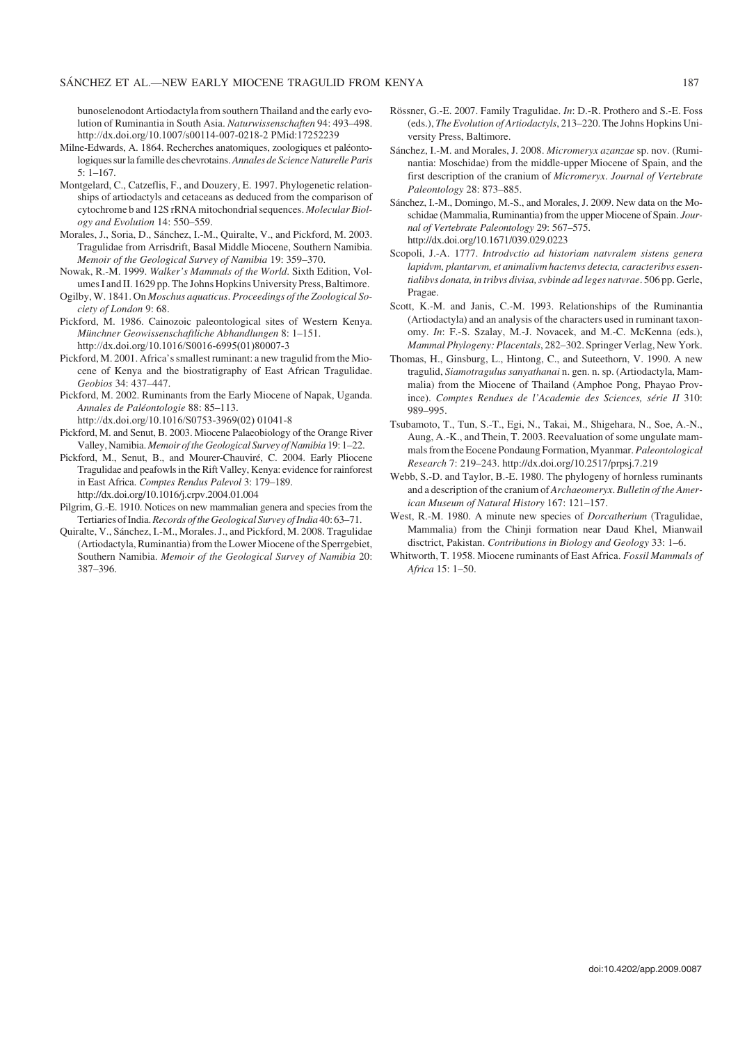bunoselenodont Artiodactyla from southern Thailand and the early evolution of Ruminantia in South Asia. *Naturwissenschaften* 94: 493–498. http://dx.doi.org/10.1007/s00114-007-0218-2 PMid:17252239

Milne-Edwards, A. 1864. Recherches anatomiques, zoologiques et paléontologiques sur la famille des chevrotains. *Annales de Science Naturelle Paris* 5: 1–167.

Montgelard, C., Catzeflis, F., and Douzery, E. 1997. Phylogenetic relationships of artiodactyls and cetaceans as deduced from the comparison of cytochrome b and 12S rRNA mitochondrial sequences. *Molecular Biology and Evolution* 14: 550–559.

Morales, J., Soria, D., Sánchez, I.-M., Quiralte, V., and Pickford, M. 2003. Tragulidae from Arrisdrift, Basal Middle Miocene, Southern Namibia. *Memoir of the Geological Survey of Namibia* 19: 359–370.

Nowak, R.-M. 1999. *Walker's Mammals of the World*. Sixth Edition, Volumes I and II. 1629 pp. The Johns Hopkins University Press, Baltimore.

Ogilby, W. 1841. On *Moschus aquaticus*. *Proceedings of the Zoological Society of London* 9: 68.

Pickford, M. 1986. Cainozoic paleontological sites of Western Kenya. *Münchner Geowissenschaftliche Abhandlungen* 8: 1–151. http://dx.doi.org/10.1016/S0016-6995(01)80007-3

Pickford, M. 2001. Africa's smallest ruminant: a new tragulid from the Miocene of Kenya and the biostratigraphy of East African Tragulidae. *Geobios* 34: 437–447.

Pickford, M. 2002. Ruminants from the Early Miocene of Napak, Uganda. *Annales de Paléontologie* 88: 85–113. http://dx.doi.org/10.1016/S0753-3969(02) 01041-8

Pickford, M. and Senut, B. 2003. Miocene Palaeobiology of the Orange River Valley, Namibia. *Memoir of the Geological Survey of Namibia* 19: 1–22.

Pickford, M., Senut, B., and Mourer-Chauviré, C. 2004. Early Pliocene Tragulidae and peafowls in the Rift Valley, Kenya: evidence for rainforest in East Africa. *Comptes Rendus Palevol* 3: 179–189. http://dx.doi.org/10.1016/j.crpv.2004.01.004

Pilgrim, G.-E. 1910. Notices on new mammalian genera and species from the Tertiaries of India. *Records of the Geological Survey of India* 40: 63–71.

Quiralte, V., Sánchez, I.-M., Morales. J., and Pickford, M. 2008. Tragulidae (Artiodactyla, Ruminantia) from the Lower Miocene of the Sperrgebiet, Southern Namibia. *Memoir of the Geological Survey of Namibia* 20: 387–396.

Rössner, G.-E. 2007. Family Tragulidae. *In*: D.-R. Prothero and S.-E. Foss (eds.), *The Evolution of Artiodactyls*, 213–220. The Johns Hopkins University Press, Baltimore.

Sánchez, I.-M. and Morales, J. 2008. *Micromeryx azanzae* sp. nov. (Ruminantia: Moschidae) from the middle-upper Miocene of Spain, and the first description of the cranium of *Micromeryx*. *Journal of Vertebrate Paleontology* 28: 873–885.

Sánchez, I.-M., Domingo, M.-S., and Morales, J. 2009. New data on the Moschidae (Mammalia, Ruminantia) from the upper Miocene of Spain. *Journal of Vertebrate Paleontology* 29: 567–575. http://dx.doi.org/10.1671/039.029.0223

Scopoli, J.-A. 1777. *Introdvctio ad historiam natvralem sistens genera lapidvm, plantarvm, et animalivm hactenvs detecta, caracteribvs essentialibvs donata, in tribvs divisa, svbinde ad leges natvrae*. 506 pp. Gerle, Pragae.

Scott, K.-M. and Janis, C.-M. 1993. Relationships of the Ruminantia (Artiodactyla) and an analysis of the characters used in ruminant taxonomy. *In*: F.-S. Szalay, M.-J. Novacek, and M.-C. McKenna (eds.), *Mammal Phylogeny: Placentals*, 282–302. Springer Verlag, New York.

Thomas, H., Ginsburg, L., Hintong, C., and Suteethorn, V. 1990. A new tragulid, *Siamotragulus sanyathanai* n. gen. n. sp. (Artiodactyla, Mammalia) from the Miocene of Thailand (Amphoe Pong, Phayao Province). *Comptes Rendues de l'Academie des Sciences, série II* 310: 989–995.

Tsubamoto, T., Tun, S.-T., Egi, N., Takai, M., Shigehara, N., Soe, A.-N., Aung, A.-K., and Thein, T. 2003. Reevaluation of some ungulate mammals from the Eocene Pondaung Formation, Myanmar. *Paleontological Research* 7: 219–243. http://dx.doi.org/10.2517/prpsj.7.219

Webb, S.-D. and Taylor, B.-E. 1980. The phylogeny of hornless ruminants and a description of the cranium of *Archaeomeryx*. *Bulletin of the American Museum of Natural History* 167: 121–157.

West, R.-M. 1980. A minute new species of *Dorcatherium* (Tragulidae, Mammalia) from the Chinji formation near Daud Khel, Mianwail disctrict, Pakistan. *Contributions in Biology and Geology* 33: 1–6.

Whitworth, T. 1958. Miocene ruminants of East Africa. *Fossil Mammals of Africa* 15: 1–50.